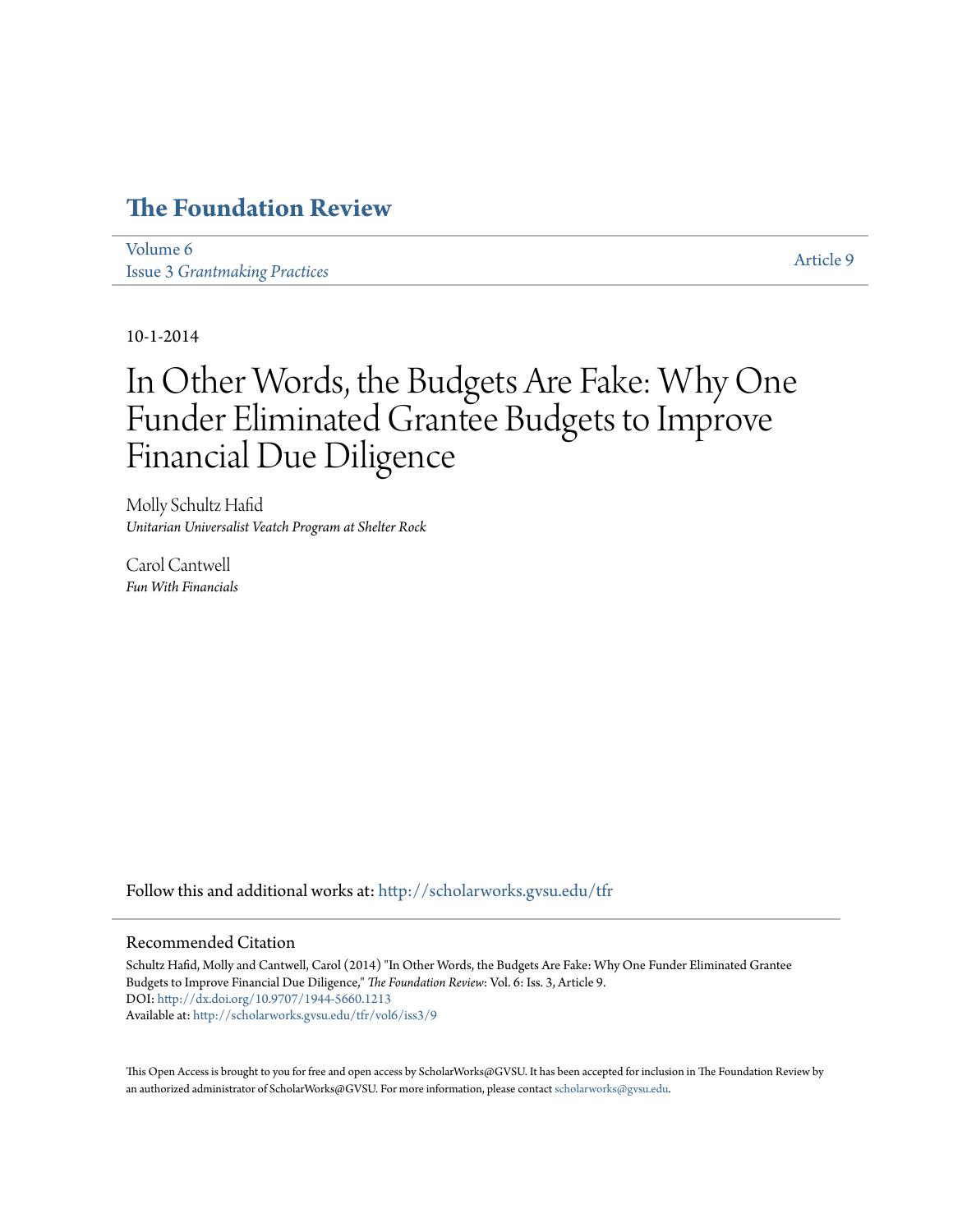# The Foundation Review

Volume 6
Issue 3 *Grantmaking Practices*

Article 9

10-1-2014

# In Other Words, the Budgets Are Fake: Why One Funder Eliminated Grantee Budgets to Improve Financial Due Diligence

Molly Schultz Hafid
*Unitarian Universalist Veatch Program at Shelter Rock*

Carol Cantwell
*Fun With Financials*

Follow this and additional works at: http://scholarworks.gvsu.edu/tfr

## Recommended Citation

Schultz Hafid, Molly and Cantwell, Carol (2014) "In Other Words, the Budgets Are Fake: Why One Funder Eliminated Grantee Budgets to Improve Financial Due Diligence," *The Foundation Review*: Vol. 6: Iss. 3, Article 9.
DOI: http://dx.doi.org/10.9707/1944-5660.1213
Available at: http://scholarworks.gvsu.edu/tfr/vol6/iss3/9

This Open Access is brought to you for free and open access by ScholarWorks@GVSU. It has been accepted for inclusion in The Foundation Review by an authorized administrator of ScholarWorks@GVSU. For more information, please contact scholarworks@gvsu.edu.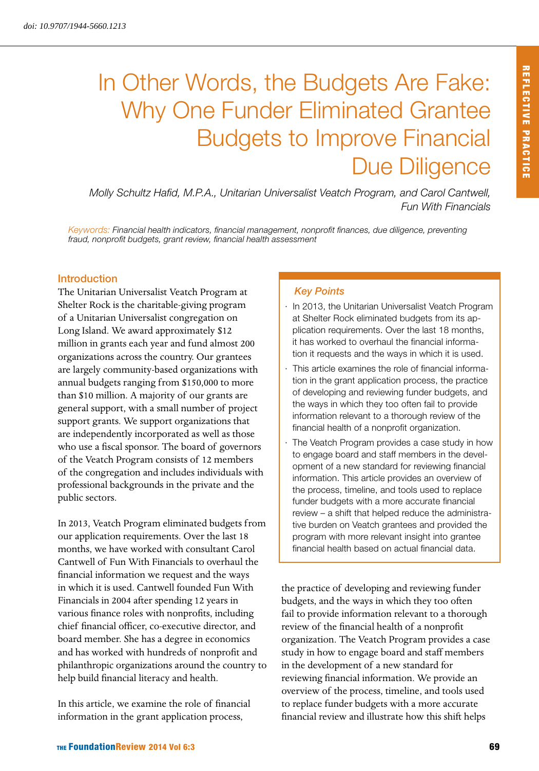doi: 10.9707/1944-5660.1213

# In Other Words, the Budgets Are Fake: Why One Funder Eliminated Grantee Budgets to Improve Financial Due Diligence

*Molly Schultz Hafid, M.P.A., Unitarian Universalist Veatch Program, and Carol Cantwell, Fun With Financials*

*Keywords:* *Financial health indicators, financial management, nonprofit finances, due diligence, preventing fraud, nonprofit budgets, grant review, financial health assessment*

## Key Points

- In 2013, the Unitarian Universalist Veatch Program at Shelter Rock eliminated budgets from its application requirements. Over the last 18 months, it has worked to overhaul the financial information it requests and the ways in which it is used.
- This article examines the role of financial information in the grant application process, the practice of developing and reviewing funder budgets, and the ways in which they too often fail to provide information relevant to a thorough review of the financial health of a nonprofit organization.
- The Veatch Program provides a case study in how to engage board and staff members in the development of a new standard for reviewing financial information. This article provides an overview of the process, timeline, and tools used to replace funder budgets with a more accurate financial review – a shift that helped reduce the administrative burden on Veatch grantees and provided the program with more relevant insight into grantee financial health based on actual financial data.

## Introduction

The Unitarian Universalist Veatch Program at Shelter Rock is the charitable-giving program of a Unitarian Universalist congregation on Long Island. We award approximately $12 million in grants each year and fund almost 200 organizations across the country. Our grantees are largely community-based organizations with annual budgets ranging from $150,000 to more than $10 million. A majority of our grants are general support, with a small number of project support grants. We support organizations that are independently incorporated as well as those who use a fiscal sponsor. The board of governors of the Veatch Program consists of 12 members of the congregation and includes individuals with professional backgrounds in the private and the public sectors.

In 2013, Veatch Program eliminated budgets from our application requirements. Over the last 18 months, we have worked with consultant Carol Cantwell of Fun With Financials to overhaul the financial information we request and the ways in which it is used. Cantwell founded Fun With Financials in 2004 after spending 12 years in various finance roles with nonprofits, including chief financial officer, co-executive director, and board member. She has a degree in economics and has worked with hundreds of nonprofit and philanthropic organizations around the country to help build financial literacy and health.

In this article, we examine the role of financial information in the grant application process, the practice of developing and reviewing funder budgets, and the ways in which they too often fail to provide information relevant to a thorough review of the financial health of a nonprofit organization. The Veatch Program provides a case study in how to engage board and staff members in the development of a new standard for reviewing financial information. We provide an overview of the process, timeline, and tools used to replace funder budgets with a more accurate financial review and illustrate how this shift helps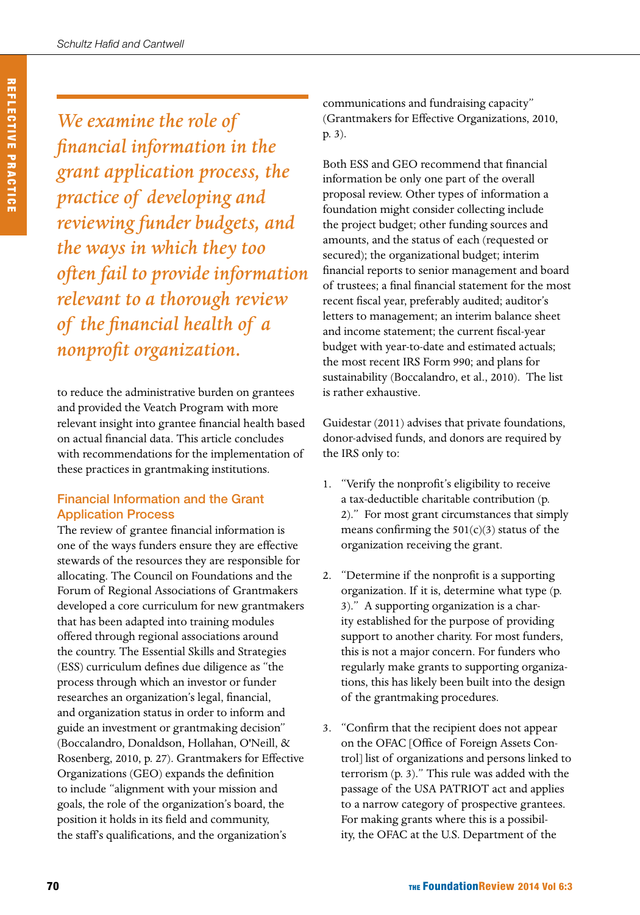*We examine the role of financial information in the grant application process, the practice of developing and reviewing funder budgets, and the ways in which they too often fail to provide information relevant to a thorough review of the financial health of a nonprofit organization.*

to reduce the administrative burden on grantees and provided the Veatch Program with more relevant insight into grantee financial health based on actual financial data. This article concludes with recommendations for the implementation of these practices in grantmaking institutions.

## Financial Information and the Grant Application Process

The review of grantee financial information is one of the ways funders ensure they are effective stewards of the resources they are responsible for allocating. The Council on Foundations and the Forum of Regional Associations of Grantmakers developed a core curriculum for new grantmakers that has been adapted into training modules offered through regional associations around the country. The Essential Skills and Strategies (ESS) curriculum defines due diligence as "the process through which an investor or funder researches an organization's legal, financial, and organization status in order to inform and guide an investment or grantmaking decision" (Boccalandro, Donaldson, Hollahan, O'Neill, & Rosenberg, 2010, p. 27). Grantmakers for Effective Organizations (GEO) expands the definition to include "alignment with your mission and goals, the role of the organization's board, the position it holds in its field and community, the staff's qualifications, and the organization's communications and fundraising capacity" (Grantmakers for Effective Organizations, 2010, p. 3).

Both ESS and GEO recommend that financial information be only one part of the overall proposal review. Other types of information a foundation might consider collecting include the project budget; other funding sources and amounts, and the status of each (requested or secured); the organizational budget; interim financial reports to senior management and board of trustees; a final financial statement for the most recent fiscal year, preferably audited; auditor's letters to management; an interim balance sheet and income statement; the current fiscal-year budget with year-to-date and estimated actuals; the most recent IRS Form 990; and plans for sustainability (Boccalandro, et al., 2010). The list is rather exhaustive.

Guidestar (2011) advises that private foundations, donor-advised funds, and donors are required by the IRS only to:

1. "Verify the nonprofit's eligibility to receive a tax-deductible charitable contribution (p. 2)." For most grant circumstances that simply means confirming the 501(c)(3) status of the organization receiving the grant.

2. "Determine if the nonprofit is a supporting organization. If it is, determine what type (p. 3)." A supporting organization is a charity established for the purpose of providing support to another charity. For most funders, this is not a major concern. For funders who regularly make grants to supporting organizations, this has likely been built into the design of the grantmaking procedures.

3. "Confirm that the recipient does not appear on the OFAC [Office of Foreign Assets Control] list of organizations and persons linked to terrorism (p. 3)." This rule was added with the passage of the USA PATRIOT act and applies to a narrow category of prospective grantees. For making grants where this is a possibility, the OFAC at the U.S. Department of the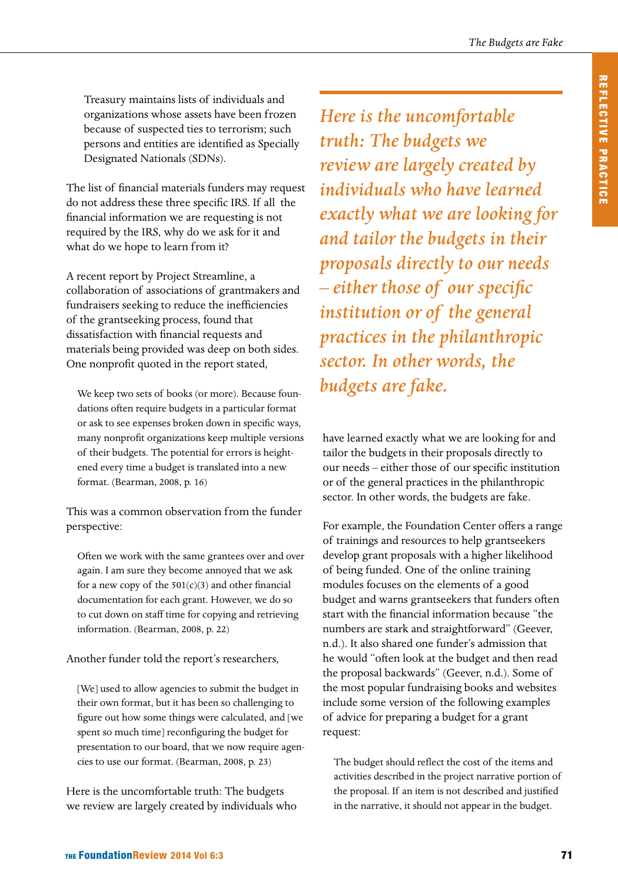> Treasury maintains lists of individuals and organizations whose assets have been frozen because of suspected ties to terrorism; such persons and entities are identified as Specially Designated Nationals (SDNs).

The list of financial materials funders may request do not address these three specific IRS. If all the financial information we are requesting is not required by the IRS, why do we ask for it and what do we hope to learn from it?

A recent report by Project Streamline, a collaboration of associations of grantmakers and fundraisers seeking to reduce the inefficiencies of the grantseeking process, found that dissatisfaction with financial requests and materials being provided was deep on both sides. One nonprofit quoted in the report stated,

> We keep two sets of books (or more). Because foundations often require budgets in a particular format or ask to see expenses broken down in specific ways, many nonprofit organizations keep multiple versions of their budgets. The potential for errors is heightened every time a budget is translated into a new format. (Bearman, 2008, p. 16)

This was a common observation from the funder perspective:

> Often we work with the same grantees over and over again. I am sure they become annoyed that we ask for a new copy of the 501(c)(3) and other financial documentation for each grant. However, we do so to cut down on staff time for copying and retrieving information. (Bearman, 2008, p. 22)

Another funder told the report's researchers,

> [We] used to allow agencies to submit the budget in their own format, but it has been so challenging to figure out how some things were calculated, and [we spent so much time] reconfiguring the budget for presentation to our board, that we now require agencies to use our format. (Bearman, 2008, p. 23)

*Here is the uncomfortable truth: The budgets we review are largely created by individuals who have learned exactly what we are looking for and tailor the budgets in their proposals directly to our needs – either those of our specific institution or of the general practices in the philanthropic sector. In other words, the budgets are fake.*

Here is the uncomfortable truth: The budgets we review are largely created by individuals who have learned exactly what we are looking for and tailor the budgets in their proposals directly to our needs – either those of our specific institution or of the general practices in the philanthropic sector. In other words, the budgets are fake.

For example, the Foundation Center offers a range of trainings and resources to help grantseekers develop grant proposals with a higher likelihood of being funded. One of the online training modules focuses on the elements of a good budget and warns grantseekers that funders often start with the financial information because "the numbers are stark and straightforward" (Geever, n.d.). It also shared one funder's admission that he would "often look at the budget and then read the proposal backwards" (Geever, n.d.). Some of the most popular fundraising books and websites include some version of the following examples of advice for preparing a budget for a grant request:

> The budget should reflect the cost of the items and activities described in the project narrative portion of the proposal. If an item is not described and justified in the narrative, it should not appear in the budget.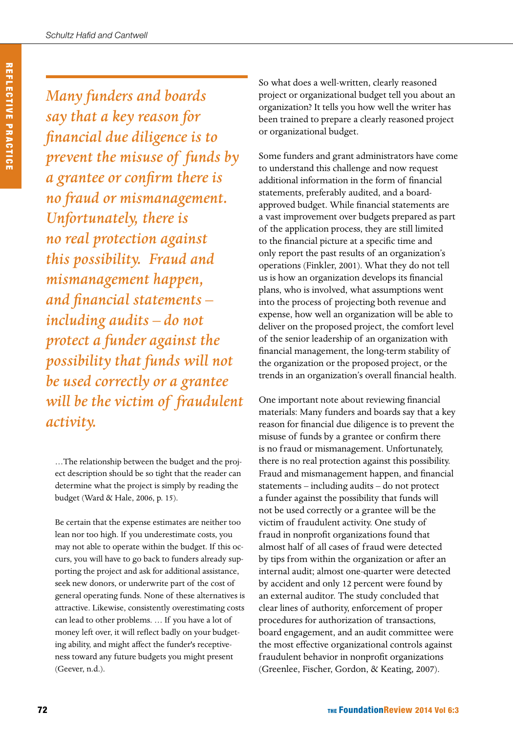*Many funders and boards say that a key reason for financial due diligence is to prevent the misuse of funds by a grantee or confirm there is no fraud or mismanagement. Unfortunately, there is no real protection against this possibility. Fraud and mismanagement happen, and financial statements – including audits – do not protect a funder against the possibility that funds will not be used correctly or a grantee will be the victim of fraudulent activity.*

> …The relationship between the budget and the project description should be so tight that the reader can determine what the project is simply by reading the budget (Ward & Hale, 2006, p. 15).
>
> Be certain that the expense estimates are neither too lean nor too high. If you underestimate costs, you may not able to operate within the budget. If this occurs, you will have to go back to funders already supporting the project and ask for additional assistance, seek new donors, or underwrite part of the cost of general operating funds. None of these alternatives is attractive. Likewise, consistently overestimating costs can lead to other problems. … If you have a lot of money left over, it will reflect badly on your budgeting ability, and might affect the funder's receptiveness toward any future budgets you might present (Geever, n.d.).

So what does a well-written, clearly reasoned project or organizational budget tell you about an organization? It tells you how well the writer has been trained to prepare a clearly reasoned project or organizational budget.

Some funders and grant administrators have come to understand this challenge and now request additional information in the form of financial statements, preferably audited, and a board-approved budget. While financial statements are a vast improvement over budgets prepared as part of the application process, they are still limited to the financial picture at a specific time and only report the past results of an organization's operations (Finkler, 2001). What they do not tell us is how an organization develops its financial plans, who is involved, what assumptions went into the process of projecting both revenue and expense, how well an organization will be able to deliver on the proposed project, the comfort level of the senior leadership of an organization with financial management, the long-term stability of the organization or the proposed project, or the trends in an organization's overall financial health.

One important note about reviewing financial materials: Many funders and boards say that a key reason for financial due diligence is to prevent the misuse of funds by a grantee or confirm there is no fraud or mismanagement. Unfortunately, there is no real protection against this possibility. Fraud and mismanagement happen, and financial statements – including audits – do not protect a funder against the possibility that funds will not be used correctly or a grantee will be the victim of fraudulent activity. One study of fraud in nonprofit organizations found that almost half of all cases of fraud were detected by tips from within the organization or after an internal audit; almost one-quarter were detected by accident and only 12 percent were found by an external auditor. The study concluded that clear lines of authority, enforcement of proper procedures for authorization of transactions, board engagement, and an audit committee were the most effective organizational controls against fraudulent behavior in nonprofit organizations (Greenlee, Fischer, Gordon, & Keating, 2007).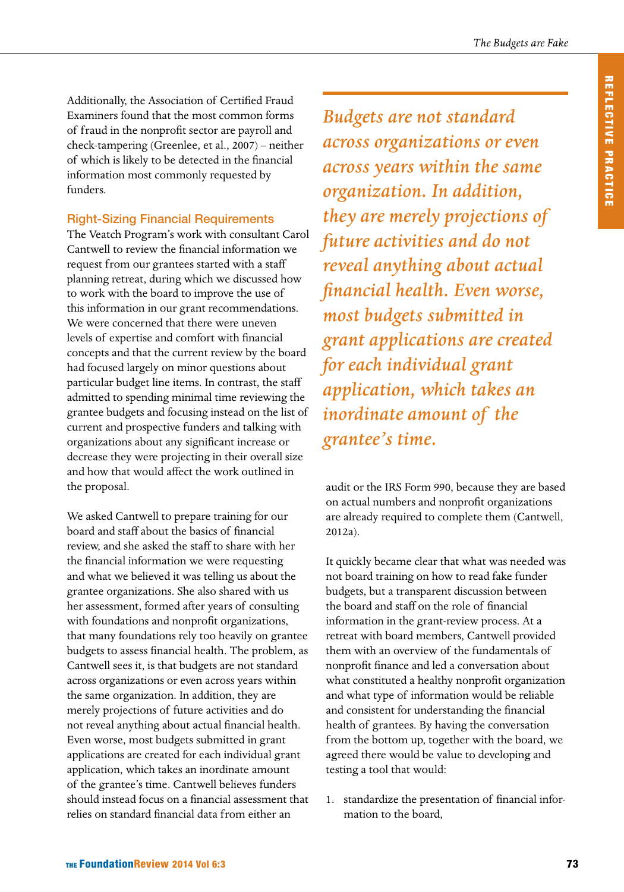Additionally, the Association of Certified Fraud Examiners found that the most common forms of fraud in the nonprofit sector are payroll and check-tampering (Greenlee, et al., 2007) – neither of which is likely to be detected in the financial information most commonly requested by funders.

### Right-Sizing Financial Requirements

The Veatch Program's work with consultant Carol Cantwell to review the financial information we request from our grantees started with a staff planning retreat, during which we discussed how to work with the board to improve the use of this information in our grant recommendations. We were concerned that there were uneven levels of expertise and comfort with financial concepts and that the current review by the board had focused largely on minor questions about particular budget line items. In contrast, the staff admitted to spending minimal time reviewing the grantee budgets and focusing instead on the list of current and prospective funders and talking with organizations about any significant increase or decrease they were projecting in their overall size and how that would affect the work outlined in the proposal.

We asked Cantwell to prepare training for our board and staff about the basics of financial review, and she asked the staff to share with her the financial information we were requesting and what we believed it was telling us about the grantee organizations. She also shared with us her assessment, formed after years of consulting with foundations and nonprofit organizations, that many foundations rely too heavily on grantee budgets to assess financial health. The problem, as Cantwell sees it, is that budgets are not standard across organizations or even across years within the same organization. In addition, they are merely projections of future activities and do not reveal anything about actual financial health. Even worse, most budgets submitted in grant applications are created for each individual grant application, which takes an inordinate amount of the grantee's time. Cantwell believes funders should instead focus on a financial assessment that relies on standard financial data from either an audit or the IRS Form 990, because they are based on actual numbers and nonprofit organizations are already required to complete them (Cantwell, 2012a).

*Budgets are not standard across organizations or even across years within the same organization. In addition, they are merely projections of future activities and do not reveal anything about actual financial health. Even worse, most budgets submitted in grant applications are created for each individual grant application, which takes an inordinate amount of the grantee's time.*

It quickly became clear that what was needed was not board training on how to read fake funder budgets, but a transparent discussion between the board and staff on the role of financial information in the grant-review process. At a retreat with board members, Cantwell provided them with an overview of the fundamentals of nonprofit finance and led a conversation about what constituted a healthy nonprofit organization and what type of information would be reliable and consistent for understanding the financial health of grantees. By having the conversation from the bottom up, together with the board, we agreed there would be value to developing and testing a tool that would:

1. standardize the presentation of financial information to the board,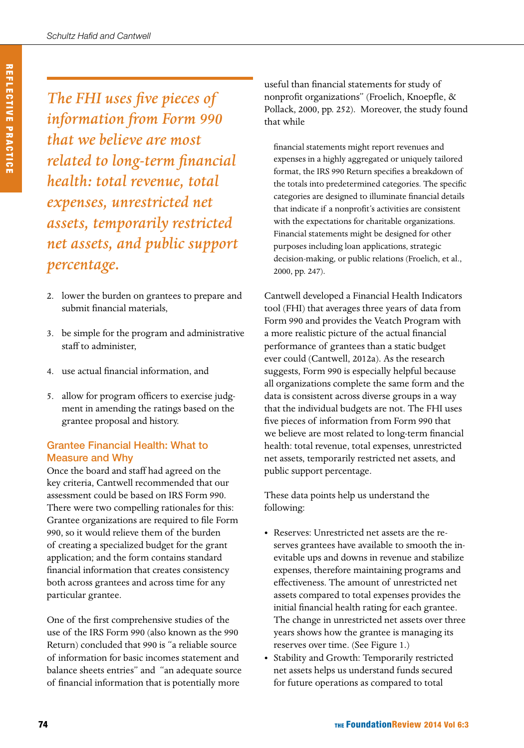*The FHI uses five pieces of information from Form 990 that we believe are most related to long-term financial health: total revenue, total expenses, unrestricted net assets, temporarily restricted net assets, and public support percentage.*

2. lower the burden on grantees to prepare and submit financial materials,
3. be simple for the program and administrative staff to administer,
4. use actual financial information, and
5. allow for program officers to exercise judgment in amending the ratings based on the grantee proposal and history.

### Grantee Financial Health: What to Measure and Why

Once the board and staff had agreed on the key criteria, Cantwell recommended that our assessment could be based on IRS Form 990. There were two compelling rationales for this: Grantee organizations are required to file Form 990, so it would relieve them of the burden of creating a specialized budget for the grant application; and the form contains standard financial information that creates consistency both across grantees and across time for any particular grantee.

One of the first comprehensive studies of the use of the IRS Form 990 (also known as the 990 Return) concluded that 990 is "a reliable source of information for basic incomes statement and balance sheets entries" and "an adequate source of financial information that is potentially more useful than financial statements for study of nonprofit organizations" (Froelich, Knoepfle, & Pollack, 2000, pp. 252). Moreover, the study found that while

> financial statements might report revenues and expenses in a highly aggregated or uniquely tailored format, the IRS 990 Return specifies a breakdown of the totals into predetermined categories. The specific categories are designed to illuminate financial details that indicate if a nonprofit's activities are consistent with the expectations for charitable organizations. Financial statements might be designed for other purposes including loan applications, strategic decision-making, or public relations (Froelich, et al., 2000, pp. 247).

Cantwell developed a Financial Health Indicators tool (FHI) that averages three years of data from Form 990 and provides the Veatch Program with a more realistic picture of the actual financial performance of grantees than a static budget ever could (Cantwell, 2012a). As the research suggests, Form 990 is especially helpful because all organizations complete the same form and the data is consistent across diverse groups in a way that the individual budgets are not. The FHI uses five pieces of information from Form 990 that we believe are most related to long-term financial health: total revenue, total expenses, unrestricted net assets, temporarily restricted net assets, and public support percentage.

These data points help us understand the following:

- Reserves: Unrestricted net assets are the reserves grantees have available to smooth the inevitable ups and downs in revenue and stabilize expenses, therefore maintaining programs and effectiveness. The amount of unrestricted net assets compared to total expenses provides the initial financial health rating for each grantee. The change in unrestricted net assets over three years shows how the grantee is managing its reserves over time. (See Figure 1.)
- Stability and Growth: Temporarily restricted net assets helps us understand funds secured for future operations as compared to total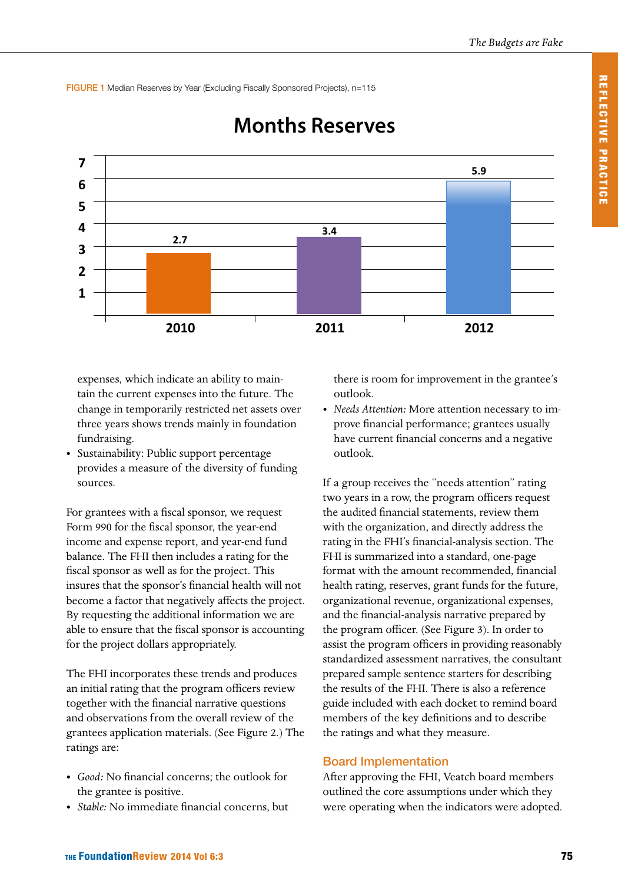FIGURE 1 Median Reserves by Year (Excluding Fiscally Sponsored Projects), n=115

**Months Reserves**

| Year | Months Reserves |
|---|---|
| 2010 | 2.7 |
| 2011 | 3.4 |
| 2012 | 5.9 |

expenses, which indicate an ability to maintain the current expenses into the future. The change in temporarily restricted net assets over three years shows trends mainly in foundation fundraising.

- Sustainability: Public support percentage provides a measure of the diversity of funding sources.

For grantees with a fiscal sponsor, we request Form 990 for the fiscal sponsor, the year-end income and expense report, and year-end fund balance. The FHI then includes a rating for the fiscal sponsor as well as for the project. This insures that the sponsor's financial health will not become a factor that negatively affects the project. By requesting the additional information we are able to ensure that the fiscal sponsor is accounting for the project dollars appropriately.

The FHI incorporates these trends and produces an initial rating that the program officers review together with the financial narrative questions and observations from the overall review of the grantees application materials. (See Figure 2.) The ratings are:

- *Good:* No financial concerns; the outlook for the grantee is positive.
- *Stable:* No immediate financial concerns, but there is room for improvement in the grantee's outlook.
- *Needs Attention:* More attention necessary to improve financial performance; grantees usually have current financial concerns and a negative outlook.

If a group receives the "needs attention" rating two years in a row, the program officers request the audited financial statements, review them with the organization, and directly address the rating in the FHI's financial-analysis section. The FHI is summarized into a standard, one-page format with the amount recommended, financial health rating, reserves, grant funds for the future, organizational revenue, organizational expenses, and the financial-analysis narrative prepared by the program officer. (See Figure 3). In order to assist the program officers in providing reasonably standardized assessment narratives, the consultant prepared sample sentence starters for describing the results of the FHI. There is also a reference guide included with each docket to remind board members of the key definitions and to describe the ratings and what they measure.

## Board Implementation

After approving the FHI, Veatch board members outlined the core assumptions under which they were operating when the indicators were adopted.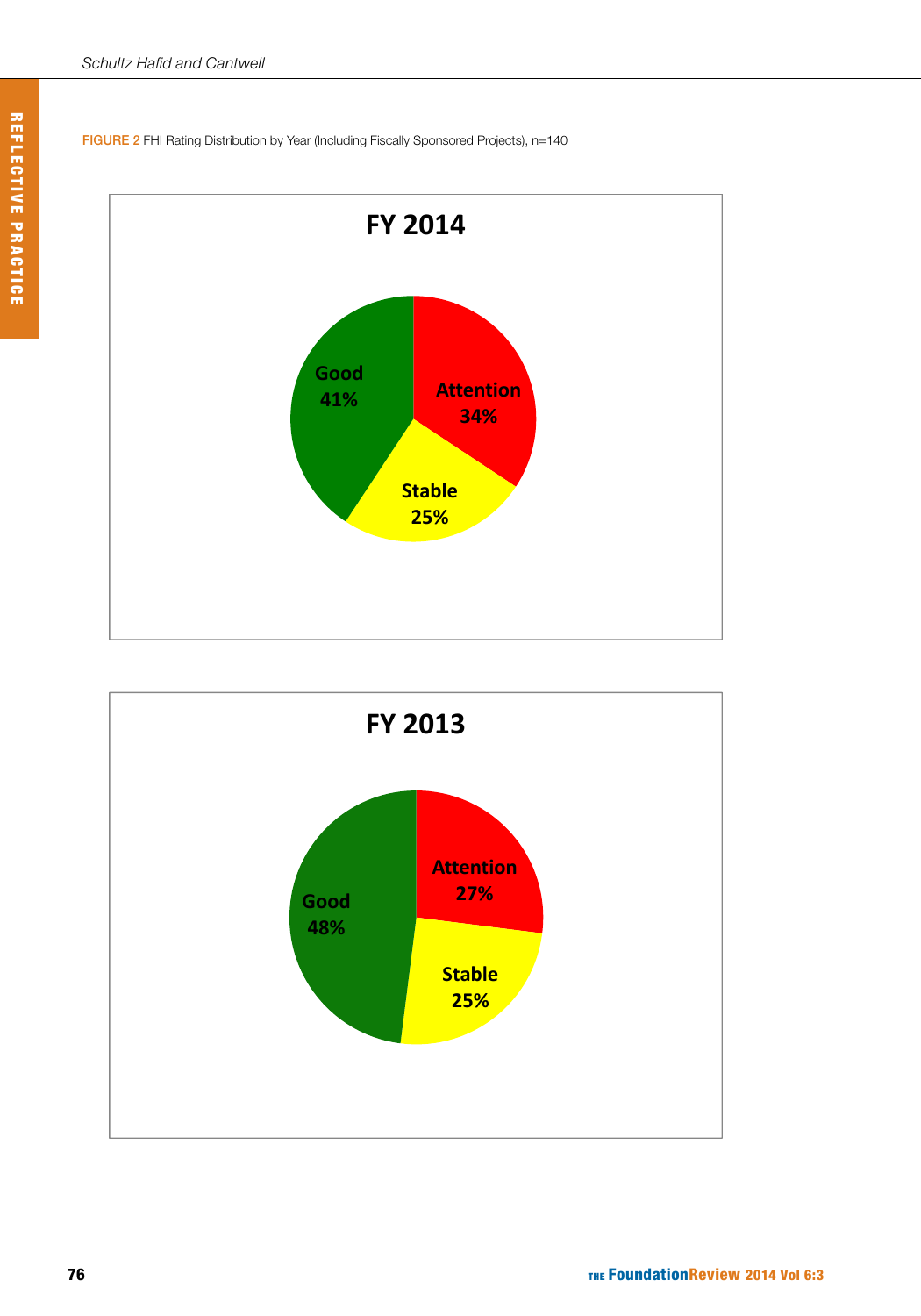FIGURE 2 FHI Rating Distribution by Year (Including Fiscally Sponsored Projects), n=140

FY 2014

Good 41%

Attention 34%

Stable 25%

FY 2013

Attention 27%

Good 48%

Stable 25%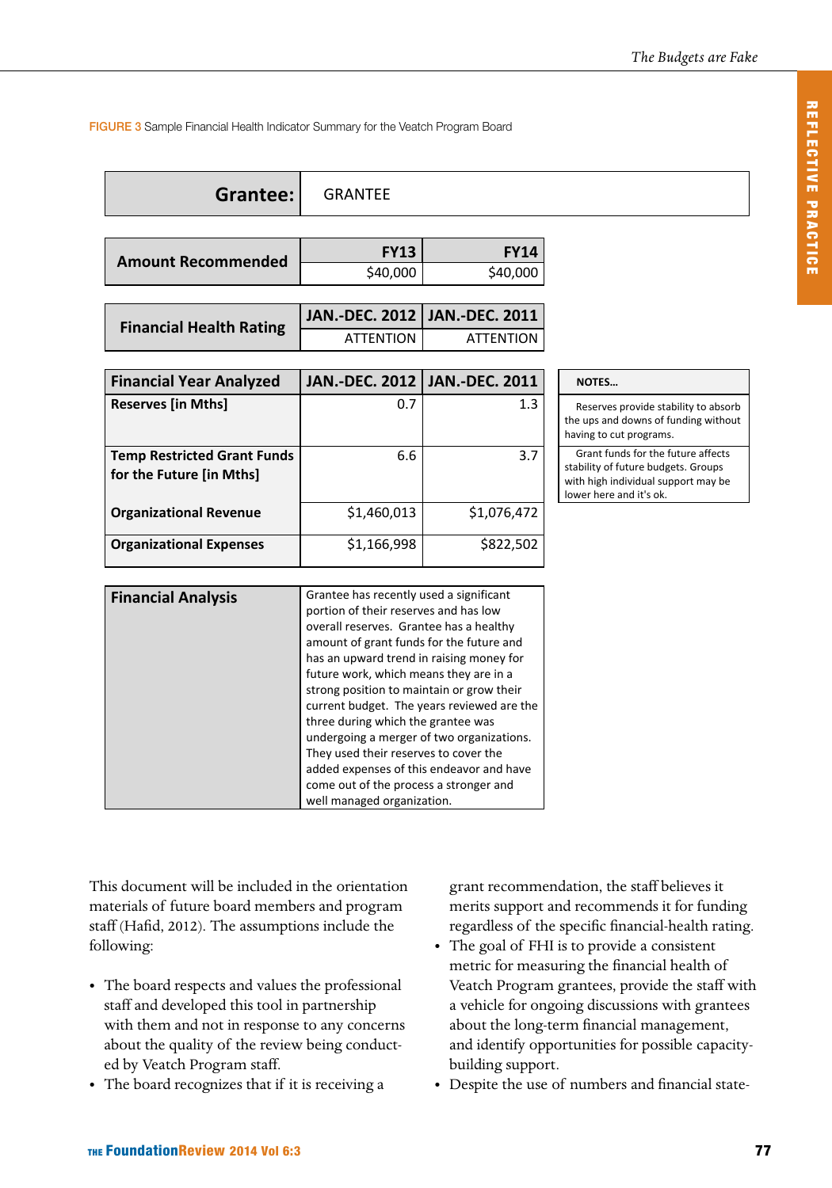FIGURE 3 Sample Financial Health Indicator Summary for the Veatch Program Board

| **Grantee:** | GRANTEE |
|---|---|

| **Amount Recommended** | **FY13** | **FY14** |
|---|---|---|
| | $40,000 | $40,000 |

| **Financial Health Rating** | **JAN.-DEC. 2012** | **JAN.-DEC. 2011** |
|---|---|---|
| | ATTENTION | ATTENTION |

| **Financial Year Analyzed** | **JAN.-DEC. 2012** | **JAN.-DEC. 2011** | **NOTES...** |
|---|---|---|---|
| **Reserves [in Mths]** | 0.7 | 1.3 | Reserves provide stability to absorb the ups and downs of funding without having to cut programs. |
| **Temp Restricted Grant Funds for the Future [in Mths]** | 6.6 | 3.7 | Grant funds for the future affects stability of future budgets. Groups with high individual support may be lower here and it's ok. |
| **Organizational Revenue** | $1,460,013 | $1,076,472 | |
| **Organizational Expenses** | $1,166,998 | $822,502 | |

| **Financial Analysis** | Grantee has recently used a significant portion of their reserves and has low overall reserves. Grantee has a healthy amount of grant funds for the future and has an upward trend in raising money for future work, which means they are in a strong position to maintain or grow their current budget. The years reviewed are the three during which the grantee was undergoing a merger of two organizations. They used their reserves to cover the added expenses of this endeavor and have come out of the process a stronger and well managed organization. |
|---|---|

This document will be included in the orientation materials of future board members and program staff (Hafid, 2012). The assumptions include the following:

- The board respects and values the professional staff and developed this tool in partnership with them and not in response to any concerns about the quality of the review being conducted by Veatch Program staff.
- The board recognizes that if it is receiving a grant recommendation, the staff believes it merits support and recommends it for funding regardless of the specific financial-health rating.
- The goal of FHI is to provide a consistent metric for measuring the financial health of Veatch Program grantees, provide the staff with a vehicle for ongoing discussions with grantees about the long-term financial management, and identify opportunities for possible capacity-building support.
- Despite the use of numbers and financial state-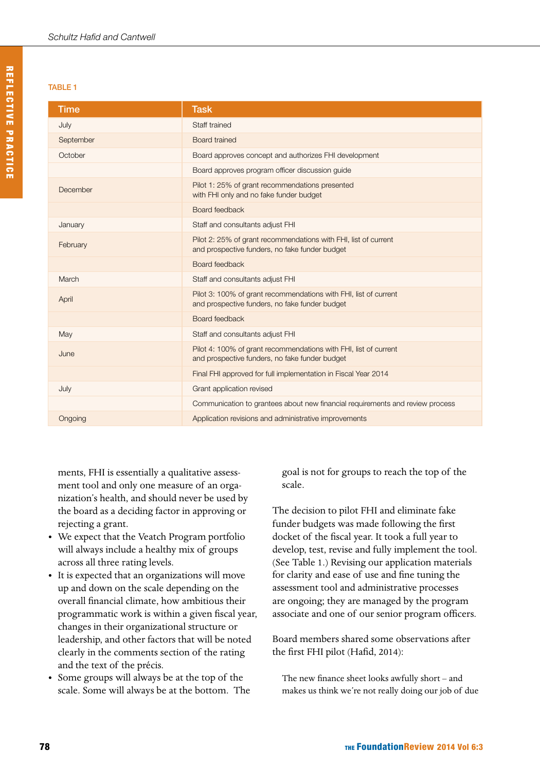TABLE 1

| Time | Task |
|---|---|
| July | Staff trained |
| September | Board trained |
| October | Board approves concept and authorizes FHI development |
| | Board approves program officer discussion guide |
| December | Pilot 1: 25% of grant recommendations presented with FHI only and no fake funder budget |
| | Board feedback |
| January | Staff and consultants adjust FHI |
| February | Pilot 2: 25% of grant recommendations with FHI, list of current and prospective funders, no fake funder budget |
| | Board feedback |
| March | Staff and consultants adjust FHI |
| April | Pilot 3: 100% of grant recommendations with FHI, list of current and prospective funders, no fake funder budget |
| | Board feedback |
| May | Staff and consultants adjust FHI |
| June | Pilot 4: 100% of grant recommendations with FHI, list of current and prospective funders, no fake funder budget |
| | Final FHI approved for full implementation in Fiscal Year 2014 |
| July | Grant application revised |
| | Communication to grantees about new financial requirements and review process |
| Ongoing | Application revisions and administrative improvements |

ments, FHI is essentially a qualitative assessment tool and only one measure of an organization's health, and should never be used by the board as a deciding factor in approving or rejecting a grant.

- We expect that the Veatch Program portfolio will always include a healthy mix of groups across all three rating levels.
- It is expected that an organizations will move up and down on the scale depending on the overall financial climate, how ambitious their programmatic work is within a given fiscal year, changes in their organizational structure or leadership, and other factors that will be noted clearly in the comments section of the rating and the text of the précis.
- Some groups will always be at the top of the scale. Some will always be at the bottom. The goal is not for groups to reach the top of the scale.

The decision to pilot FHI and eliminate fake funder budgets was made following the first docket of the fiscal year. It took a full year to develop, test, revise and fully implement the tool. (See Table 1.) Revising our application materials for clarity and ease of use and fine tuning the assessment tool and administrative processes are ongoing; they are managed by the program associate and one of our senior program officers.

Board members shared some observations after the first FHI pilot (Hafid, 2014):

> The new finance sheet looks awfully short – and makes us think we're not really doing our job of due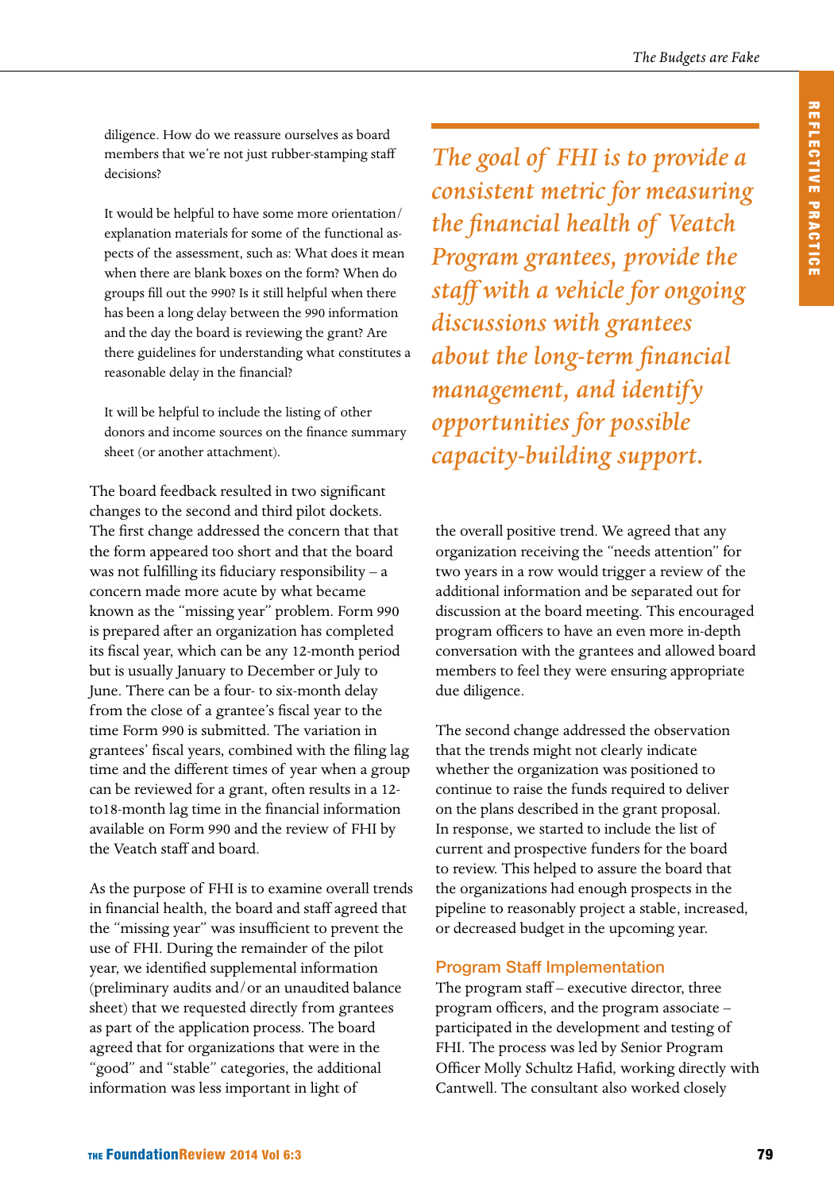diligence. How do we reassure ourselves as board members that we're not just rubber-stamping staff decisions?

It would be helpful to have some more orientation/explanation materials for some of the functional aspects of the assessment, such as: What does it mean when there are blank boxes on the form? When do groups fill out the 990? Is it still helpful when there has been a long delay between the 990 information and the day the board is reviewing the grant? Are there guidelines for understanding what constitutes a reasonable delay in the financial?

It will be helpful to include the listing of other donors and income sources on the finance summary sheet (or another attachment).

The board feedback resulted in two significant changes to the second and third pilot dockets. The first change addressed the concern that that the form appeared too short and that the board was not fulfilling its fiduciary responsibility – a concern made more acute by what became known as the "missing year" problem. Form 990 is prepared after an organization has completed its fiscal year, which can be any 12-month period but is usually January to December or July to June. There can be a four- to six-month delay from the close of a grantee's fiscal year to the time Form 990 is submitted. The variation in grantees' fiscal years, combined with the filing lag time and the different times of year when a group can be reviewed for a grant, often results in a 12-to18-month lag time in the financial information available on Form 990 and the review of FHI by the Veatch staff and board.

As the purpose of FHI is to examine overall trends in financial health, the board and staff agreed that the "missing year" was insufficient to prevent the use of FHI. During the remainder of the pilot year, we identified supplemental information (preliminary audits and/or an unaudited balance sheet) that we requested directly from grantees as part of the application process. The board agreed that for organizations that were in the "good" and "stable" categories, the additional information was less important in light of the overall positive trend. We agreed that any organization receiving the "needs attention" for two years in a row would trigger a review of the additional information and be separated out for discussion at the board meeting. This encouraged program officers to have an even more in-depth conversation with the grantees and allowed board members to feel they were ensuring appropriate due diligence.

*The goal of FHI is to provide a consistent metric for measuring the financial health of Veatch Program grantees, provide the staff with a vehicle for ongoing discussions with grantees about the long-term financial management, and identify opportunities for possible capacity-building support.*

The second change addressed the observation that the trends might not clearly indicate whether the organization was positioned to continue to raise the funds required to deliver on the plans described in the grant proposal. In response, we started to include the list of current and prospective funders for the board to review. This helped to assure the board that the organizations had enough prospects in the pipeline to reasonably project a stable, increased, or decreased budget in the upcoming year.

## Program Staff Implementation

The program staff – executive director, three program officers, and the program associate – participated in the development and testing of FHI. The process was led by Senior Program Officer Molly Schultz Hafid, working directly with Cantwell. The consultant also worked closely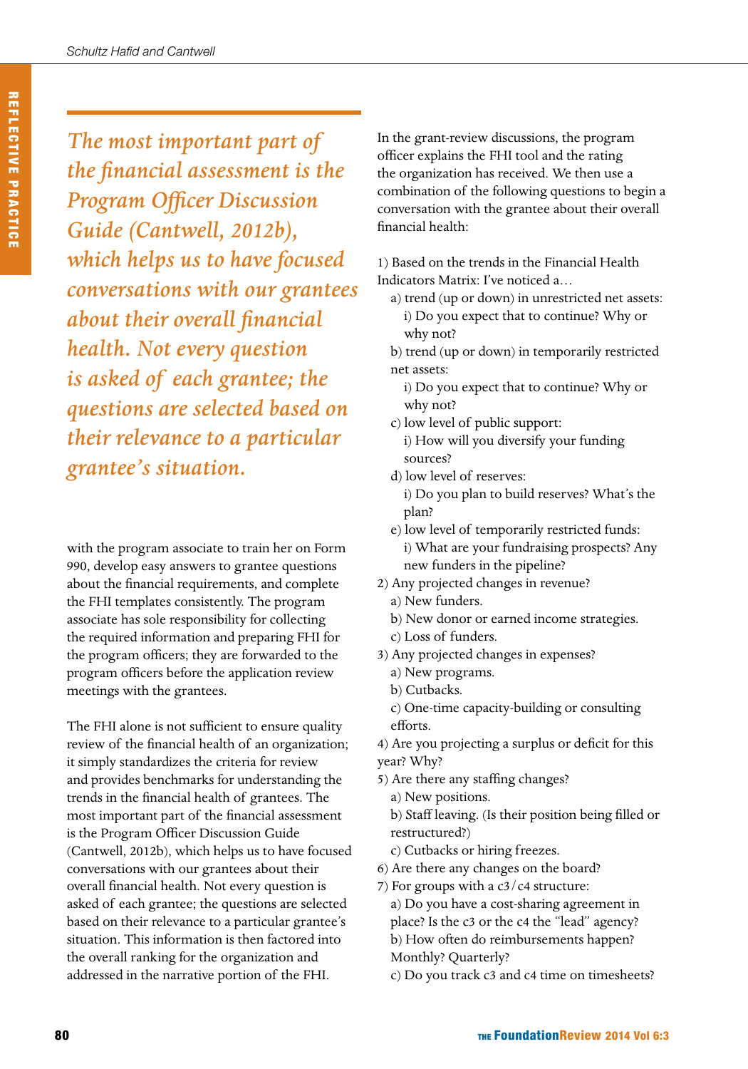*The most important part of the financial assessment is the Program Officer Discussion Guide (Cantwell, 2012b), which helps us to have focused conversations with our grantees about their overall financial health. Not every question is asked of each grantee; the questions are selected based on their relevance to a particular grantee's situation.*

with the program associate to train her on Form 990, develop easy answers to grantee questions about the financial requirements, and complete the FHI templates consistently. The program associate has sole responsibility for collecting the required information and preparing FHI for the program officers; they are forwarded to the program officers before the application review meetings with the grantees.

The FHI alone is not sufficient to ensure quality review of the financial health of an organization; it simply standardizes the criteria for review and provides benchmarks for understanding the trends in the financial health of grantees. The most important part of the financial assessment is the Program Officer Discussion Guide (Cantwell, 2012b), which helps us to have focused conversations with our grantees about their overall financial health. Not every question is asked of each grantee; the questions are selected based on their relevance to a particular grantee's situation. This information is then factored into the overall ranking for the organization and addressed in the narrative portion of the FHI.

In the grant-review discussions, the program officer explains the FHI tool and the rating the organization has received. We then use a combination of the following questions to begin a conversation with the grantee about their overall financial health:

1) Based on the trends in the Financial Health Indicators Matrix: I've noticed a…
   a) trend (up or down) in unrestricted net assets:
      i) Do you expect that to continue? Why or why not?
   b) trend (up or down) in temporarily restricted net assets:
      i) Do you expect that to continue? Why or why not?
   c) low level of public support:
      i) How will you diversify your funding sources?
   d) low level of reserves:
      i) Do you plan to build reserves? What's the plan?
   e) low level of temporarily restricted funds:
      i) What are your fundraising prospects? Any new funders in the pipeline?
2) Any projected changes in revenue?
   a) New funders.
   b) New donor or earned income strategies.
   c) Loss of funders.
3) Any projected changes in expenses?
   a) New programs.
   b) Cutbacks.
   c) One-time capacity-building or consulting efforts.
4) Are you projecting a surplus or deficit for this year? Why?
5) Are there any staffing changes?
   a) New positions.
   b) Staff leaving. (Is their position being filled or restructured?)
   c) Cutbacks or hiring freezes.
6) Are there any changes on the board?
7) For groups with a c3/c4 structure:
   a) Do you have a cost-sharing agreement in place? Is the c3 or the c4 the "lead" agency?
   b) How often do reimbursements happen? Monthly? Quarterly?
   c) Do you track c3 and c4 time on timesheets?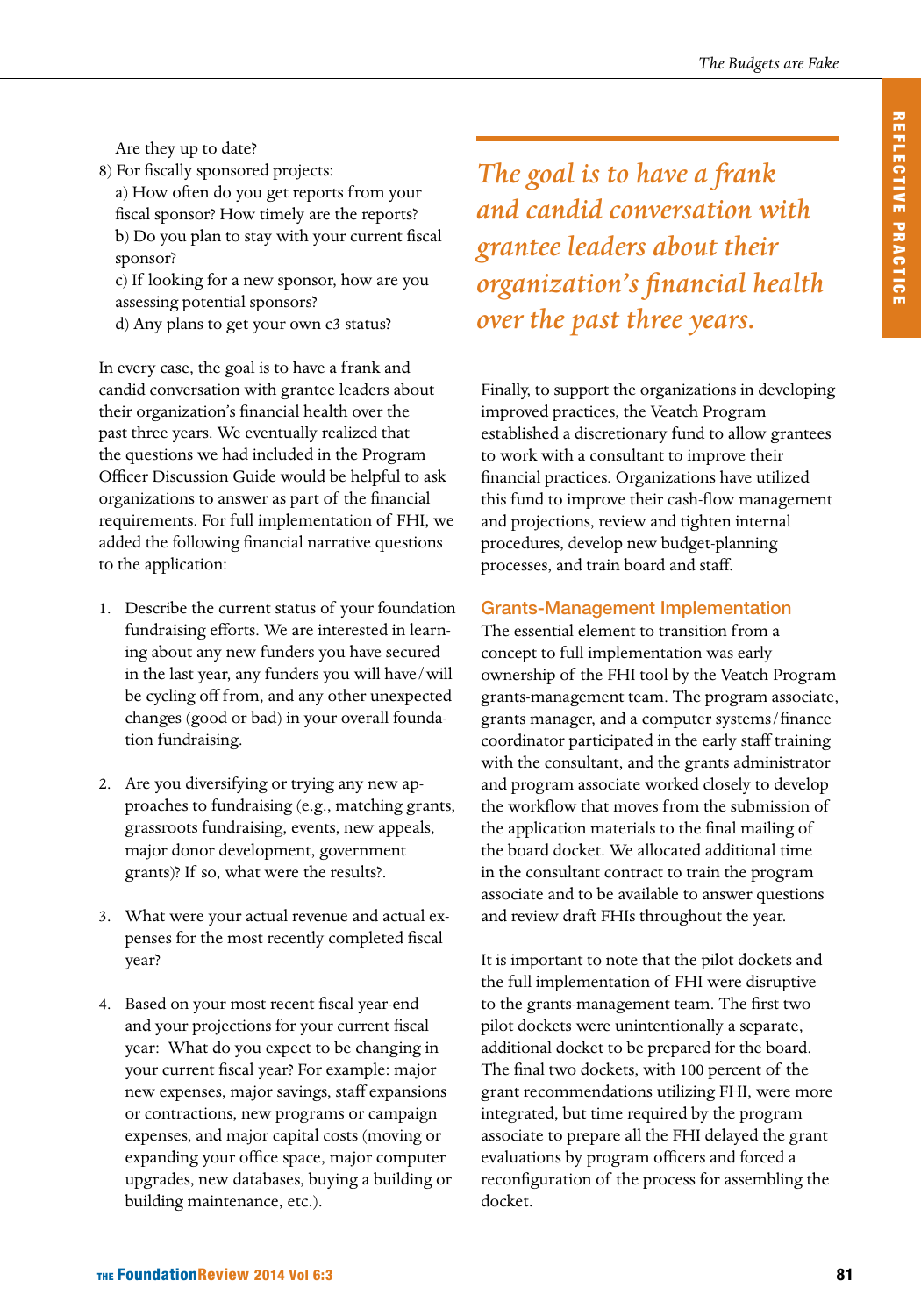Are they up to date?

8) For fiscally sponsored projects:
   a) How often do you get reports from your fiscal sponsor? How timely are the reports?
   b) Do you plan to stay with your current fiscal sponsor?
   c) If looking for a new sponsor, how are you assessing potential sponsors?
   d) Any plans to get your own c3 status?

In every case, the goal is to have a frank and candid conversation with grantee leaders about their organization's financial health over the past three years. We eventually realized that the questions we had included in the Program Officer Discussion Guide would be helpful to ask organizations to answer as part of the financial requirements. For full implementation of FHI, we added the following financial narrative questions to the application:

1. Describe the current status of your foundation fundraising efforts. We are interested in learning about any new funders you have secured in the last year, any funders you will have/will be cycling off from, and any other unexpected changes (good or bad) in your overall foundation fundraising.

2. Are you diversifying or trying any new approaches to fundraising (e.g., matching grants, grassroots fundraising, events, new appeals, major donor development, government grants)? If so, what were the results?.

3. What were your actual revenue and actual expenses for the most recently completed fiscal year?

4. Based on your most recent fiscal year-end and your projections for your current fiscal year: What do you expect to be changing in your current fiscal year? For example: major new expenses, major savings, staff expansions or contractions, new programs or campaign expenses, and major capital costs (moving or expanding your office space, major computer upgrades, new databases, buying a building or building maintenance, etc.).

*The goal is to have a frank and candid conversation with grantee leaders about their organization's financial health over the past three years.*

Finally, to support the organizations in developing improved practices, the Veatch Program established a discretionary fund to allow grantees to work with a consultant to improve their financial practices. Organizations have utilized this fund to improve their cash-flow management and projections, review and tighten internal procedures, develop new budget-planning processes, and train board and staff.

## Grants-Management Implementation

The essential element to transition from a concept to full implementation was early ownership of the FHI tool by the Veatch Program grants-management team. The program associate, grants manager, and a computer systems/finance coordinator participated in the early staff training with the consultant, and the grants administrator and program associate worked closely to develop the workflow that moves from the submission of the application materials to the final mailing of the board docket. We allocated additional time in the consultant contract to train the program associate and to be available to answer questions and review draft FHIs throughout the year.

It is important to note that the pilot dockets and the full implementation of FHI were disruptive to the grants-management team. The first two pilot dockets were unintentionally a separate, additional docket to be prepared for the board. The final two dockets, with 100 percent of the grant recommendations utilizing FHI, were more integrated, but time required by the program associate to prepare all the FHI delayed the grant evaluations by program officers and forced a reconfiguration of the process for assembling the docket.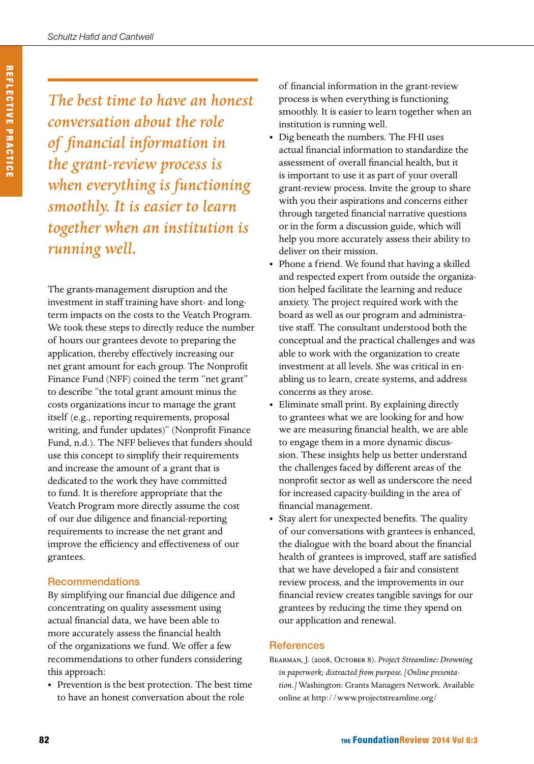*The best time to have an honest conversation about the role of financial information in the grant-review process is when everything is functioning smoothly. It is easier to learn together when an institution is running well.*

The grants-management disruption and the investment in staff training have short- and long-term impacts on the costs to the Veatch Program. We took these steps to directly reduce the number of hours our grantees devote to preparing the application, thereby effectively increasing our net grant amount for each group. The Nonprofit Finance Fund (NFF) coined the term "net grant" to describe "the total grant amount minus the costs organizations incur to manage the grant itself (e.g., reporting requirements, proposal writing, and funder updates)" (Nonprofit Finance Fund, n.d.). The NFF believes that funders should use this concept to simplify their requirements and increase the amount of a grant that is dedicated to the work they have committed to fund. It is therefore appropriate that the Veatch Program more directly assume the cost of our due diligence and financial-reporting requirements to increase the net grant and improve the efficiency and effectiveness of our grantees.

## Recommendations

By simplifying our financial due diligence and concentrating on quality assessment using actual financial data, we have been able to more accurately assess the financial health of the organizations we fund. We offer a few recommendations to other funders considering this approach:

- Prevention is the best protection. The best time to have an honest conversation about the role of financial information in the grant-review process is when everything is functioning smoothly. It is easier to learn together when an institution is running well.
- Dig beneath the numbers. The FHI uses actual financial information to standardize the assessment of overall financial health, but it is important to use it as part of your overall grant-review process. Invite the group to share with you their aspirations and concerns either through targeted financial narrative questions or in the form a discussion guide, which will help you more accurately assess their ability to deliver on their mission.
- Phone a friend. We found that having a skilled and respected expert from outside the organization helped facilitate the learning and reduce anxiety. The project required work with the board as well as our program and administrative staff. The consultant understood both the conceptual and the practical challenges and was able to work with the organization to create investment at all levels. She was critical in enabling us to learn, create systems, and address concerns as they arose.
- Eliminate small print. By explaining directly to grantees what we are looking for and how we are measuring financial health, we are able to engage them in a more dynamic discussion. These insights help us better understand the challenges faced by different areas of the nonprofit sector as well as underscore the need for increased capacity-building in the area of financial management.
- Stay alert for unexpected benefits. The quality of our conversations with grantees is enhanced, the dialogue with the board about the financial health of grantees is improved, staff are satisfied that we have developed a fair and consistent review process, and the improvements in our financial review creates tangible savings for our grantees by reducing the time they spend on our application and renewal.

## References

Bearman, J. (2008, October 8). *Project Streamline: Drowning in paperwork; distracted from purpose. [Online presentation.]* Washington: Grants Managers Network. Available online at http://www.projectstreamline.org/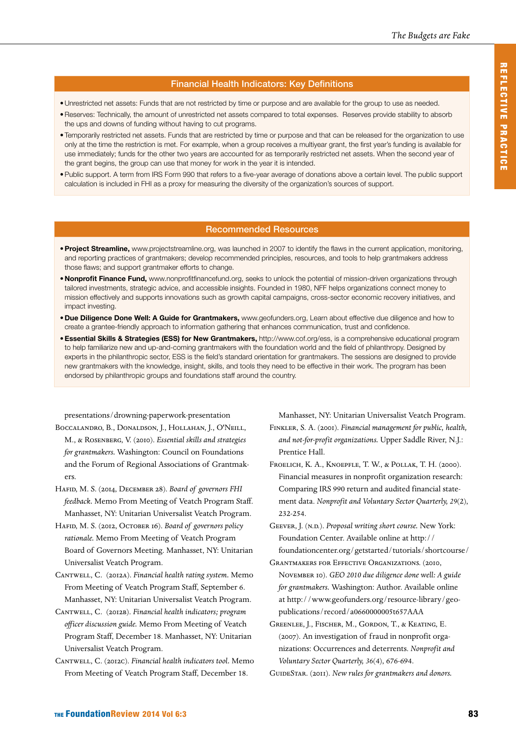## Financial Health Indicators: Key Definitions

- Unrestricted net assets: Funds that are not restricted by time or purpose and are available for the group to use as needed.
- Reserves: Technically, the amount of unrestricted net assets compared to total expenses. Reserves provide stability to absorb the ups and downs of funding without having to cut programs.
- Temporarily restricted net assets. Funds that are restricted by time or purpose and that can be released for the organization to use only at the time the restriction is met. For example, when a group receives a multiyear grant, the first year's funding is available for use immediately; funds for the other two years are accounted for as temporarily restricted net assets. When the second year of the grant begins, the group can use that money for work in the year it is intended.
- Public support. A term from IRS Form 990 that refers to a five-year average of donations above a certain level. The public support calculation is included in FHI as a proxy for measuring the diversity of the organization's sources of support.

## Recommended Resources

- **Project Streamline,** www.projectstreamline.org, was launched in 2007 to identify the flaws in the current application, monitoring, and reporting practices of grantmakers; develop recommended principles, resources, and tools to help grantmakers address those flaws; and support grantmaker efforts to change.
- **Nonprofit Finance Fund,** www.nonprofitfinancefund.org, seeks to unlock the potential of mission-driven organizations through tailored investments, strategic advice, and accessible insights. Founded in 1980, NFF helps organizations connect money to mission effectively and supports innovations such as growth capital campaigns, cross-sector economic recovery initiatives, and impact investing.
- **Due Diligence Done Well: A Guide for Grantmakers,** www.geofunders.org, Learn about effective due diligence and how to create a grantee-friendly approach to information gathering that enhances communication, trust and confidence.
- **Essential Skills & Strategies (ESS) for New Grantmakers,** http://www.cof.org/ess, is a comprehensive educational program to help familiarize new and up-and-coming grantmakers with the foundation world and the field of philanthropy. Designed by experts in the philanthropic sector, ESS is the field's standard orientation for grantmakers. The sessions are designed to provide new grantmakers with the knowledge, insight, skills, and tools they need to be effective in their work. The program has been endorsed by philanthropic groups and foundations staff around the country.

presentations/drowning-paperwork-presentation

Boccalandro, B., Donaldson, J., Hollahan, J., O'Neill, M., & Rosenberg, V. (2010). *Essential skills and strategies for grantmakers.* Washington: Council on Foundations and the Forum of Regional Associations of Grantmakers.

Hafid, M. S. (2014, December 28). *Board of governors FHI feedback.* Memo From Meeting of Veatch Program Staff. Manhasset, NY: Unitarian Universalist Veatch Program.

Hafid, M. S. (2012, October 16). *Board of governors policy rationale.* Memo From Meeting of Veatch Program Board of Governors Meeting. Manhasset, NY: Unitarian Universalist Veatch Program.

Cantwell, C. (2012a). *Financial health rating system.* Memo From Meeting of Veatch Program Staff, September 6. Manhasset, NY: Unitarian Universalist Veatch Program.

Cantwell, C. (2012b). *Financial health indicators; program officer discussion guide.* Memo From Meeting of Veatch Program Staff, December 18. Manhasset, NY: Unitarian Universalist Veatch Program.

Cantwell, C. (2012c). *Financial health indicators tool.* Memo From Meeting of Veatch Program Staff, December 18. Manhasset, NY: Unitarian Universalist Veatch Program.

Finkler, S. A. (2001). *Financial management for public, health, and not-for-profit organizations.* Upper Saddle River, N.J.: Prentice Hall.

Froelich, K. A., Knoepfle, T. W., & Pollak, T. H. (2000). Financial measures in nonprofit organization research: Comparing IRS 990 return and audited financial statement data. *Nonprofit and Voluntary Sector Quarterly, 29*(2), 232-254.

Geever, J. (n.d.). *Proposal writing short course.* New York: Foundation Center. Available online at http://foundationcenter.org/getstarted/tutorials/shortcourse/

Grantmakers for Effective Organizations. (2010, November 10). *GEO 2010 due diligence done well: A guide for grantmakers.* Washington: Author. Available online at http://www.geofunders.org/resource-library/geo-publications/record/a0660000005t657AAA

Greenlee, J., Fischer, M., Gordon, T., & Keating, E. (2007). An investigation of fraud in nonprofit organizations: Occurrences and deterrents. *Nonprofit and Voluntary Sector Quarterly, 36*(4), 676-694.

GuideStar. (2011). *New rules for grantmakers and donors.*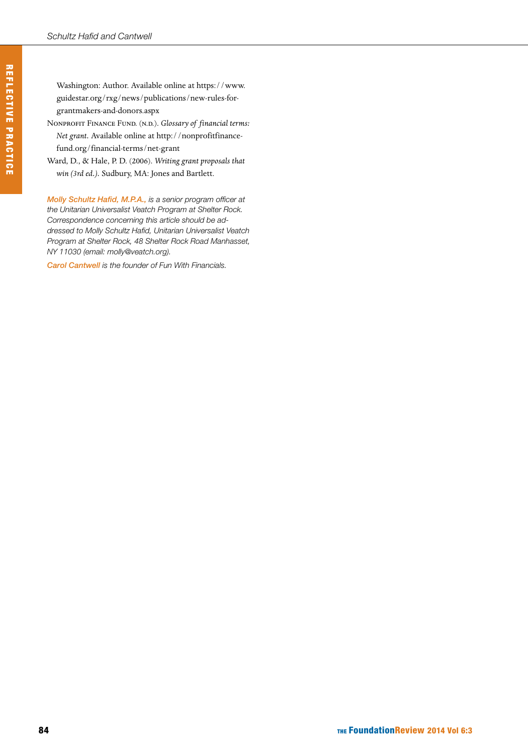Washington: Author. Available online at https://www.guidestar.org/rxg/news/publications/new-rules-for-grantmakers-and-donors.aspx

Nonprofit Finance Fund. (n.d.). *Glossary of financial terms: Net grant*. Available online at http://nonprofitfinancefund.org/financial-terms/net-grant

Ward, D., & Hale, P. D. (2006). *Writing grant proposals that win (3rd ed.)*. Sudbury, MA: Jones and Bartlett.

***Molly Schultz Hafid, M.P.A.,*** *is a senior program officer at the Unitarian Universalist Veatch Program at Shelter Rock. Correspondence concerning this article should be addressed to Molly Schultz Hafid, Unitarian Universalist Veatch Program at Shelter Rock, 48 Shelter Rock Road Manhasset, NY 11030 (email: molly@veatch.org).*

***Carol Cantwell*** *is the founder of Fun With Financials.*